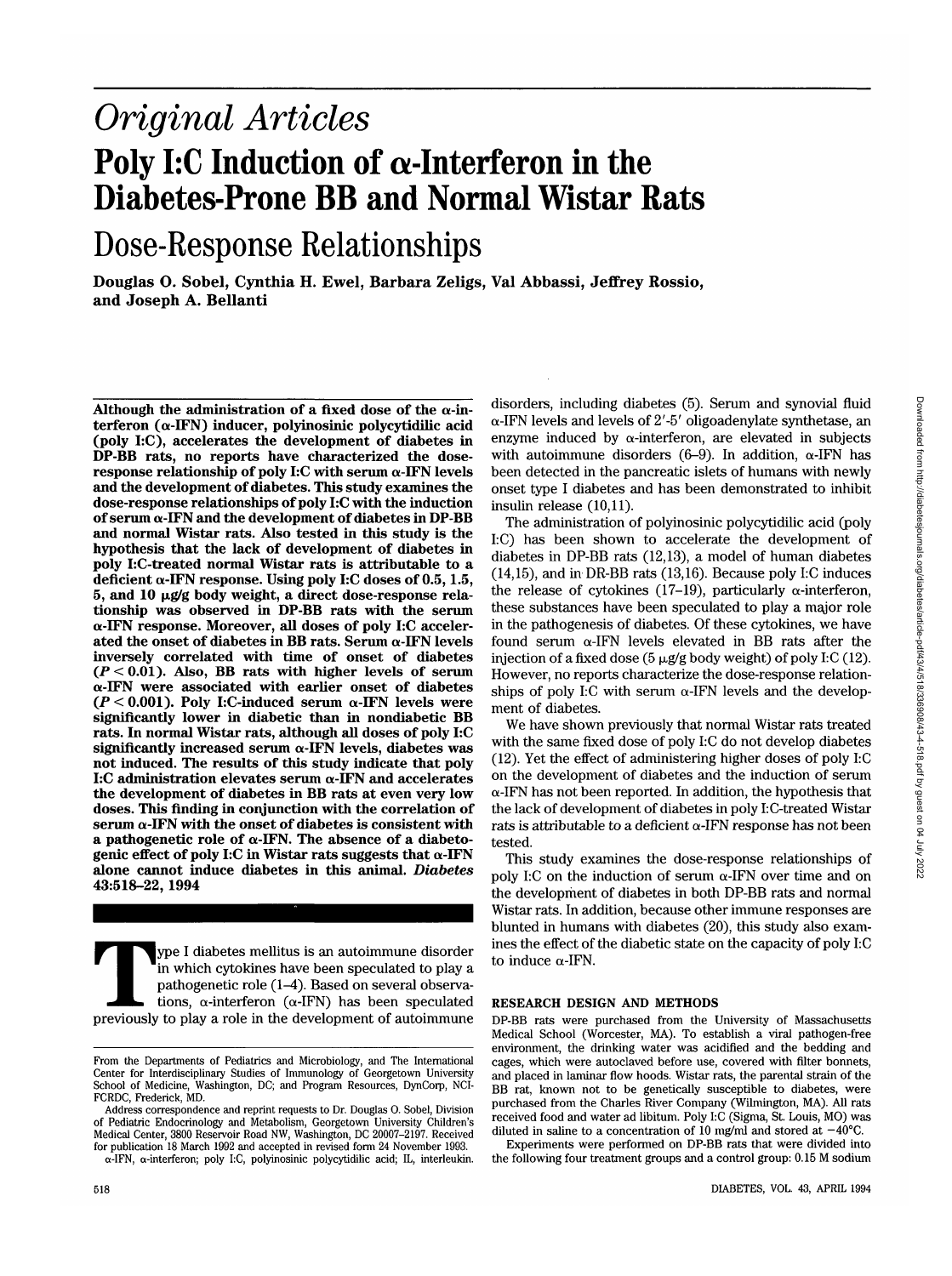# *Original Articles*

# Poly I:C Induction of α-Interferon in the Diabetes-Prone BB and Normal Wistar Rats

## Dose-Response Relationships

**Douglas O. Sobel, Cynthia H. Ewel, Barbara Zeligs, Val Abbassi, Jeffrey Rossio, and Joseph A. Bellanti**

**Although the administration of a fixed dose of the α-interferon (α-IFN) inducer, polyinosinic polycytidilic acid (poly I:C), accelerates the development of diabetes in DP-BB rats, no reports have characterized the dose-response relationship of poly I:C with serum α-IFN levels and the development of diabetes. This study examines the dose-response relationships of poly I:C with the induction of serum α-IFN and the development of diabetes in DP-BB and normal Wistar rats. Also tested in this study is the hypothesis that the lack of development of diabetes in poly I:C-treated normal Wistar rats is attributable to a deficient α-IFN response. Using poly I:C doses of 0.5, 1.5, 5, and 10 μg/g body weight, a direct dose-response relationship was observed in DP-BB rats with the serum α-IFN response. Moreover, all doses of poly I:C accelerated the onset of diabetes in BB rats. Serum α-IFN levels inversely correlated with time of onset of diabetes ($P < 0.01$). Also, BB rats with higher levels of serum α-IFN were associated with earlier onset of diabetes ($P < 0.001$). Poly I:C-induced serum α-IFN levels were significantly lower in diabetic than in nondiabetic BB rats. In normal Wistar rats, although all doses of poly I:C significantly increased serum α-IFN levels, diabetes was not induced. The results of this study indicate that poly I:C administration elevates serum α-IFN and accelerates the development of diabetes in BB rats at even very low doses. This finding in conjunction with the correlation of serum α-IFN with the onset of diabetes is consistent with a pathogenetic role of α-IFN. The absence of a diabetogenic effect of poly I:C in Wistar rats suggests that α-IFN alone cannot induce diabetes in this animal.** ***Diabetes*** **43:518–22, 1994**

Type I diabetes mellitus is an autoimmune disorder in which cytokines have been speculated to play a pathogenetic role (1–4). Based on several observations, α-interferon (α-IFN) has been speculated previously to play a role in the development of autoimmune disorders, including diabetes (5). Serum and synovial fluid α-IFN levels and levels of 2′-5′ oligoadenylate synthetase, an enzyme induced by α-interferon, are elevated in subjects with autoimmune disorders (6–9). In addition, α-IFN has been detected in the pancreatic islets of humans with newly onset type I diabetes and has been demonstrated to inhibit insulin release (10,11).

The administration of polyinosinic polycytidilic acid (poly I:C) has been shown to accelerate the development of diabetes in DP-BB rats (12,13), a model of human diabetes (14,15), and in DR-BB rats (13,16). Because poly I:C induces the release of cytokines (17–19), particularly α-interferon, these substances have been speculated to play a major role in the pathogenesis of diabetes. Of these cytokines, we have found serum α-IFN levels elevated in BB rats after the injection of a fixed dose (5 μg/g body weight) of poly I:C (12). However, no reports characterize the dose-response relationships of poly I:C with serum α-IFN levels and the development of diabetes.

We have shown previously that normal Wistar rats treated with the same fixed dose of poly I:C do not develop diabetes (12). Yet the effect of administering higher doses of poly I:C on the development of diabetes and the induction of serum α-IFN has not been reported. In addition, the hypothesis that the lack of development of diabetes in poly I:C-treated Wistar rats is attributable to a deficient α-IFN response has not been tested.

This study examines the dose-response relationships of poly I:C on the induction of serum α-IFN over time and on the development of diabetes in both DP-BB rats and normal Wistar rats. In addition, because other immune responses are blunted in humans with diabetes (20), this study also examines the effect of the diabetic state on the capacity of poly I:C to induce α-IFN.

## RESEARCH DESIGN AND METHODS

DP-BB rats were purchased from the University of Massachusetts Medical School (Worcester, MA). To establish a viral pathogen-free environment, the drinking water was acidified and the bedding and cages, which were autoclaved before use, covered with filter bonnets, and placed in laminar flow hoods. Wistar rats, the parental strain of the BB rat, known not to be genetically susceptible to diabetes, were purchased from the Charles River Company (Wilmington, MA). All rats received food and water ad libitum. Poly I:C (Sigma, St. Louis, MO) was diluted in saline to a concentration of 10 mg/ml and stored at −40°C.

Experiments were performed on DP-BB rats that were divided into the following four treatment groups and a control group: 0.15 M sodium

From the Departments of Pediatrics and Microbiology, and The International Center for Interdisciplinary Studies of Immunology of Georgetown University School of Medicine, Washington, DC; and Program Resources, DynCorp, NCI-FCRDC, Frederick, MD.

Address correspondence and reprint requests to Dr. Douglas O. Sobel, Division of Pediatric Endocrinology and Metabolism, Georgetown University Children's Medical Center, 3800 Reservoir Road NW, Washington, DC 20007–2197. Received for publication 18 March 1992 and accepted in revised form 24 November 1993.

α-IFN, α-interferon; poly I:C, polyinosinic polycytidilic acid; IL, interleukin.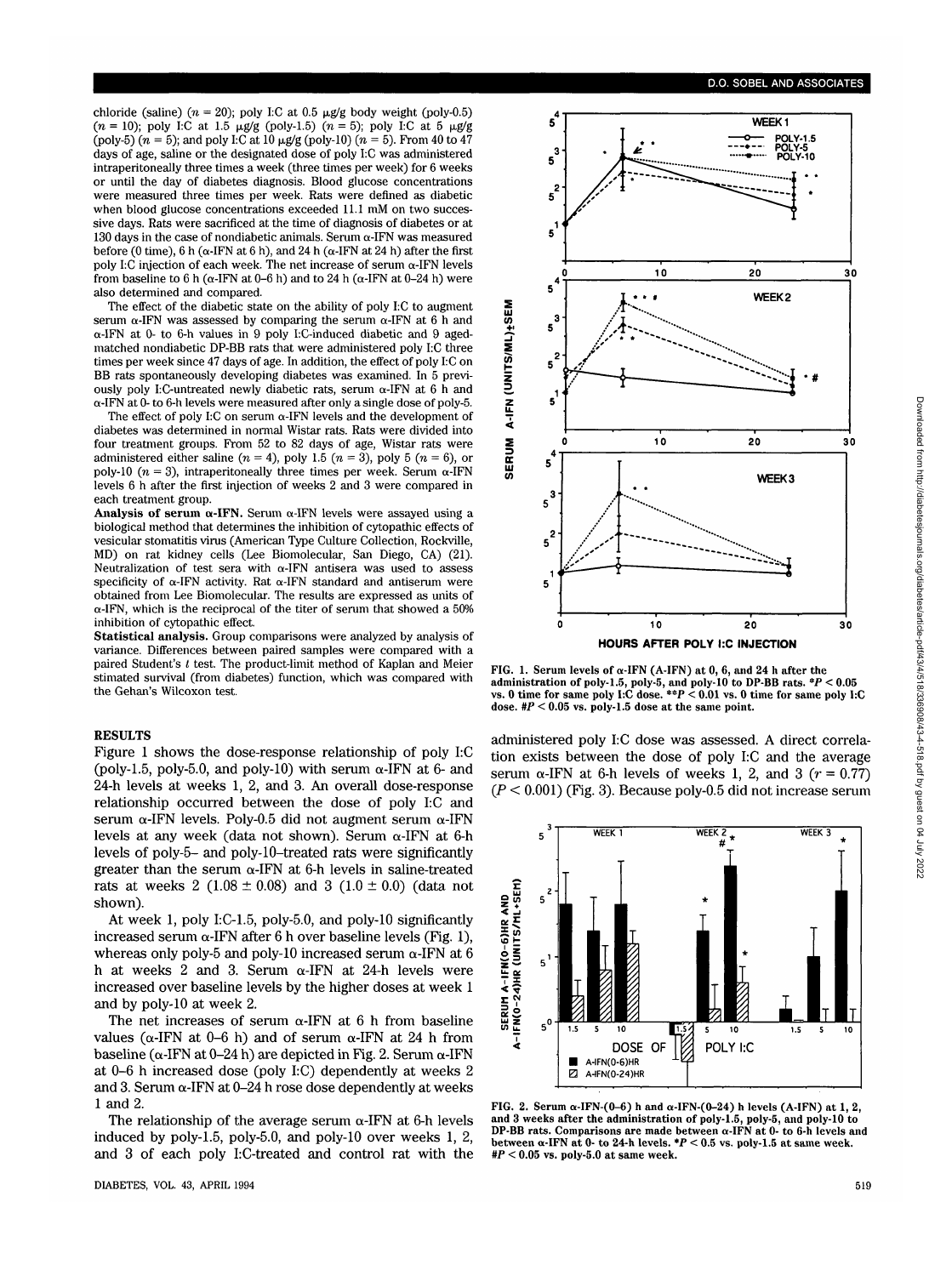chloride (saline) ($n = 20$); poly I:C at 0.5 μg/g body weight (poly-0.5) ($n = 10$); poly I:C at 1.5 μg/g (poly-1.5) ($n = 5$); poly I:C at 5 μg/g (poly-5) ($n = 5$); and poly I:C at 10 μg/g (poly-10) ($n = 5$). From 40 to 47 days of age, saline or the designated dose of poly I:C was administered intraperitoneally three times a week (three times per week) for 6 weeks or until the day of diabetes diagnosis. Blood glucose concentrations were measured three times per week. Rats were defined as diabetic when blood glucose concentrations exceeded 11.1 mM on two successive days. Rats were sacrificed at the time of diagnosis of diabetes or at 130 days in the case of nondiabetic animals. Serum α-IFN was measured before (0 time), 6 h (α-IFN at 6 h), and 24 h (α-IFN at 24 h) after the first poly I:C injection of each week. The net increase of serum α-IFN levels from baseline to 6 h (α-IFN at 0–6 h) and to 24 h (α-IFN at 0–24 h) were also determined and compared.

The effect of the diabetic state on the ability of poly I:C to augment serum α-IFN was assessed by comparing the serum α-IFN at 6 h and α-IFN at 0- to 6-h values in 9 poly I:C-induced diabetic and 9 aged-matched nondiabetic DP-BB rats that were administered poly I:C three times per week since 47 days of age. In addition, the effect of poly I:C on BB rats spontaneously developing diabetes was examined. In 5 previously poly I:C-untreated newly diabetic rats, serum α-IFN at 6 h and α-IFN at 0- to 6-h levels were measured after only a single dose of poly-5.

The effect of poly I:C on serum α-IFN levels and the development of diabetes was determined in normal Wistar rats. Rats were divided into four treatment groups. From 52 to 82 days of age, Wistar rats were administered either saline ($n = 4$), poly 1.5 ($n = 3$), poly 5 ($n = 6$), or poly-10 ($n = 3$), intraperitoneally three times per week. Serum α-IFN levels 6 h after the first injection of weeks 2 and 3 were compared in each treatment group.

**Analysis of serum α-IFN.** Serum α-IFN levels were assayed using a biological method that determines the inhibition of cytopathic effects of vesicular stomatitis virus (American Type Culture Collection, Rockville, MD) on rat kidney cells (Lee Biomolecular, San Diego, CA) (21). Neutralization of test sera with α-IFN antisera was used to assess specificity of α-IFN activity. Rat α-IFN standard and antiserum were obtained from Lee Biomolecular. The results are expressed as units of α-IFN, which is the reciprocal of the titer of serum that showed a 50% inhibition of cytopathic effect.

**Statistical analysis.** Group comparisons were analyzed by analysis of variance. Differences between paired samples were compared with a paired Student's $t$ test. The product-limit method of Kaplan and Meier stimated survival (from diabetes) function, which was compared with the Gehan's Wilcoxon test.

## RESULTS

Figure 1 shows the dose-response relationship of poly I:C (poly-1.5, poly-5.0, and poly-10) with serum α-IFN at 6- and 24-h levels at weeks 1, 2, and 3. An overall dose-response relationship occurred between the dose of poly I:C and serum α-IFN levels. Poly-0.5 did not augment serum α-IFN levels at any week (data not shown). Serum α-IFN at 6-h levels of poly-5– and poly-10–treated rats were significantly greater than the serum α-IFN at 6-h levels in saline-treated rats at weeks 2 (1.08 ± 0.08) and 3 (1.0 ± 0.0) (data not shown).

At week 1, poly I:C-1.5, poly-5.0, and poly-10 significantly increased serum α-IFN after 6 h over baseline levels (Fig. 1), whereas only poly-5 and poly-10 increased serum α-IFN at 6 h at weeks 2 and 3. Serum α-IFN at 24-h levels were increased over baseline levels by the higher doses at week 1 and by poly-10 at week 2.

The net increases of serum α-IFN at 6 h from baseline values (α-IFN at 0–6 h) and of serum α-IFN at 24 h from baseline (α-IFN at 0–24 h) are depicted in Fig. 2. Serum α-IFN at 0–6 h increased dose (poly I:C) dependently at weeks 2 and 3. Serum α-IFN at 0–24 h rose dose dependently at weeks 1 and 2.

The relationship of the average serum α-IFN at 6-h levels induced by poly-1.5, poly-5.0, and poly-10 over weeks 1, 2, and 3 of each poly I:C-treated and control rat with the administered poly I:C dose was assessed. A direct correlation exists between the dose of poly I:C and the average serum α-IFN at 6-h levels of weeks 1, 2, and 3 ($r = 0.77$) ($P < 0.001$) (Fig. 3). Because poly-0.5 did not increase serum

FIG. 1. Serum levels of α-IFN (A-IFN) at 0, 6, and 24 h after the administration of poly-1.5, poly-5, and poly-10 to DP-BB rats. *$P < 0.05$ vs. 0 time for same poly I:C dose. **$P < 0.01$ vs. 0 time for same poly I:C dose. #$P < 0.05$ vs. poly-1.5 dose at the same point.

FIG. 2. Serum α-IFN-(0–6) h and α-IFN-(0–24) h levels (A-IFN) at 1, 2, and 3 weeks after the administration of poly-1.5, poly-5, and poly-10 to DP-BB rats. Comparisons are made between α-IFN at 0- to 6-h levels and between α-IFN at 0- to 24-h levels. *$P < 0.5$ vs. poly-1.5 at same week. #$P < 0.05$ vs. poly-5.0 at same week.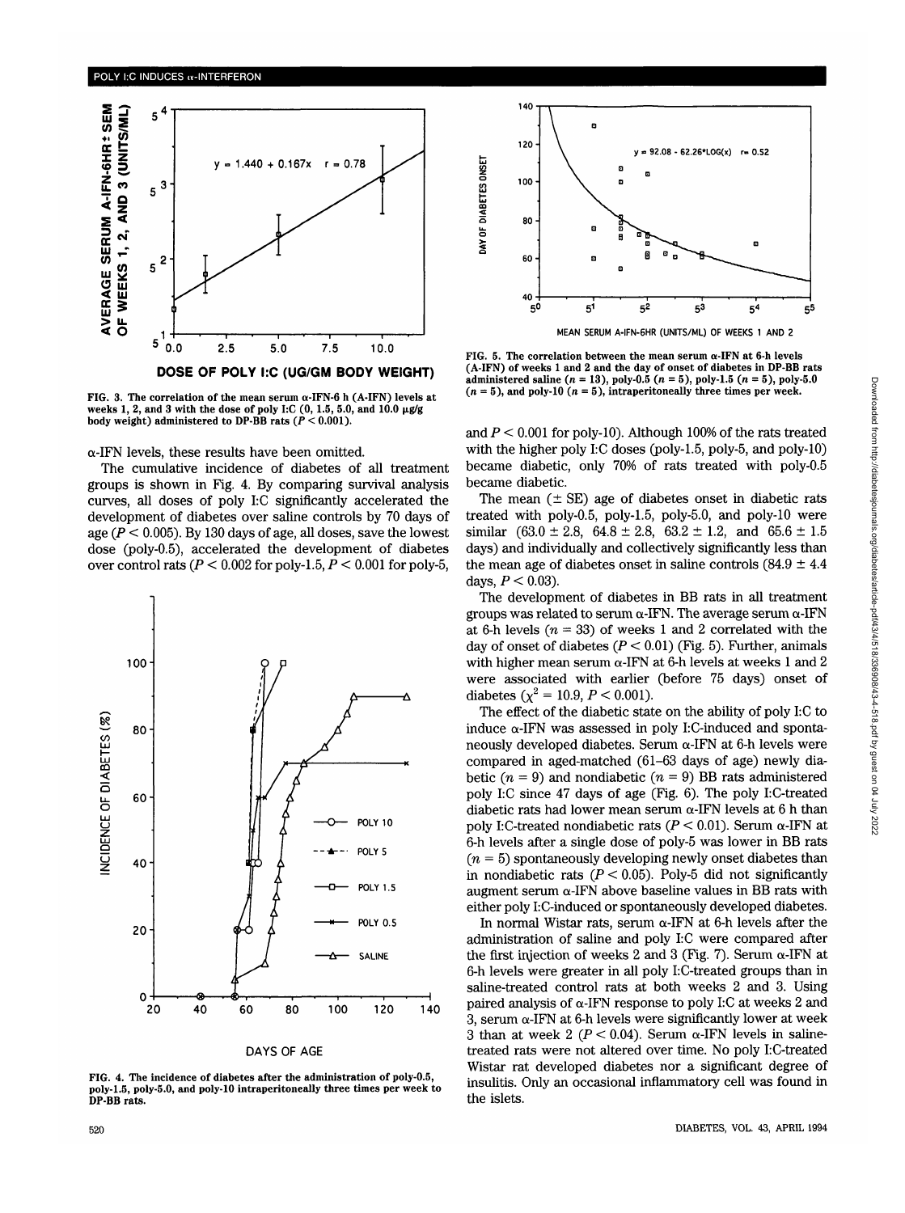FIG. 3. The correlation of the mean serum α-IFN-6 h (A-IFN) levels at weeks 1, 2, and 3 with the dose of poly I:C (0, 1.5, 5.0, and 10.0 μg/g body weight) administered to DP-BB rats ($P < 0.001$).

α-IFN levels, these results have been omitted.

The cumulative incidence of diabetes of all treatment groups is shown in Fig. 4. By comparing survival analysis curves, all doses of poly I:C significantly accelerated the development of diabetes over saline controls by 70 days of age ($P < 0.005$). By 130 days of age, all doses, save the lowest dose (poly-0.5), accelerated the development of diabetes over control rats ($P < 0.002$ for poly-1.5, $P < 0.001$ for poly-5, and $P < 0.001$ for poly-10). Although 100% of the rats treated with the higher poly I:C doses (poly-1.5, poly-5, and poly-10) became diabetic, only 70% of rats treated with poly-0.5 became diabetic.

FIG. 4. The incidence of diabetes after the administration of poly-0.5, poly-1.5, poly-5.0, and poly-10 intraperitoneally three times per week to DP-BB rats.

FIG. 5. The correlation between the mean serum α-IFN at 6-h levels (A-IFN) of weeks 1 and 2 and the day of onset of diabetes in DP-BB rats administered saline ($n = 13$), poly-0.5 ($n = 5$), poly-1.5 ($n = 5$), poly-5.0 ($n = 5$), and poly-10 ($n = 5$), intraperitoneally three times per week.

The mean (± SE) age of diabetes onset in diabetic rats treated with poly-0.5, poly-1.5, poly-5.0, and poly-10 were similar (63.0 ± 2.8, 64.8 ± 2.8, 63.2 ± 1.2, and 65.6 ± 1.5 days) and individually and collectively significantly less than the mean age of diabetes onset in saline controls (84.9 ± 4.4 days, $P < 0.03$).

The development of diabetes in BB rats in all treatment groups was related to serum α-IFN. The average serum α-IFN at 6-h levels ($n = 33$) of weeks 1 and 2 correlated with the day of onset of diabetes ($P < 0.01$) (Fig. 5). Further, animals with higher mean serum α-IFN at 6-h levels at weeks 1 and 2 were associated with earlier (before 75 days) onset of diabetes ($\chi^2 = 10.9$, $P < 0.001$).

The effect of the diabetic state on the ability of poly I:C to induce α-IFN was assessed in poly I:C-induced and spontaneously developed diabetes. Serum α-IFN at 6-h levels were compared in aged-matched (61–63 days of age) newly diabetic ($n = 9$) and nondiabetic ($n = 9$) BB rats administered poly I:C since 47 days of age (Fig. 6). The poly I:C-treated diabetic rats had lower mean serum α-IFN levels at 6 h than poly I:C-treated nondiabetic rats ($P < 0.01$). Serum α-IFN at 6-h levels after a single dose of poly-5 was lower in BB rats ($n = 5$) spontaneously developing newly onset diabetes than in nondiabetic rats ($P < 0.05$). Poly-5 did not significantly augment serum α-IFN above baseline values in BB rats with either poly I:C-induced or spontaneously developed diabetes.

In normal Wistar rats, serum α-IFN at 6-h levels after the administration of saline and poly I:C were compared after the first injection of weeks 2 and 3 (Fig. 7). Serum α-IFN at 6-h levels were greater in all poly I:C-treated groups than in saline-treated control rats at both weeks 2 and 3. Using paired analysis of α-IFN response to poly I:C at weeks 2 and 3, serum α-IFN at 6-h levels were significantly lower at week 3 than at week 2 ($P < 0.04$). Serum α-IFN levels in saline-treated rats were not altered over time. No poly I:C-treated Wistar rat developed diabetes nor a significant degree of insulitis. Only an occasional inflammatory cell was found in the islets.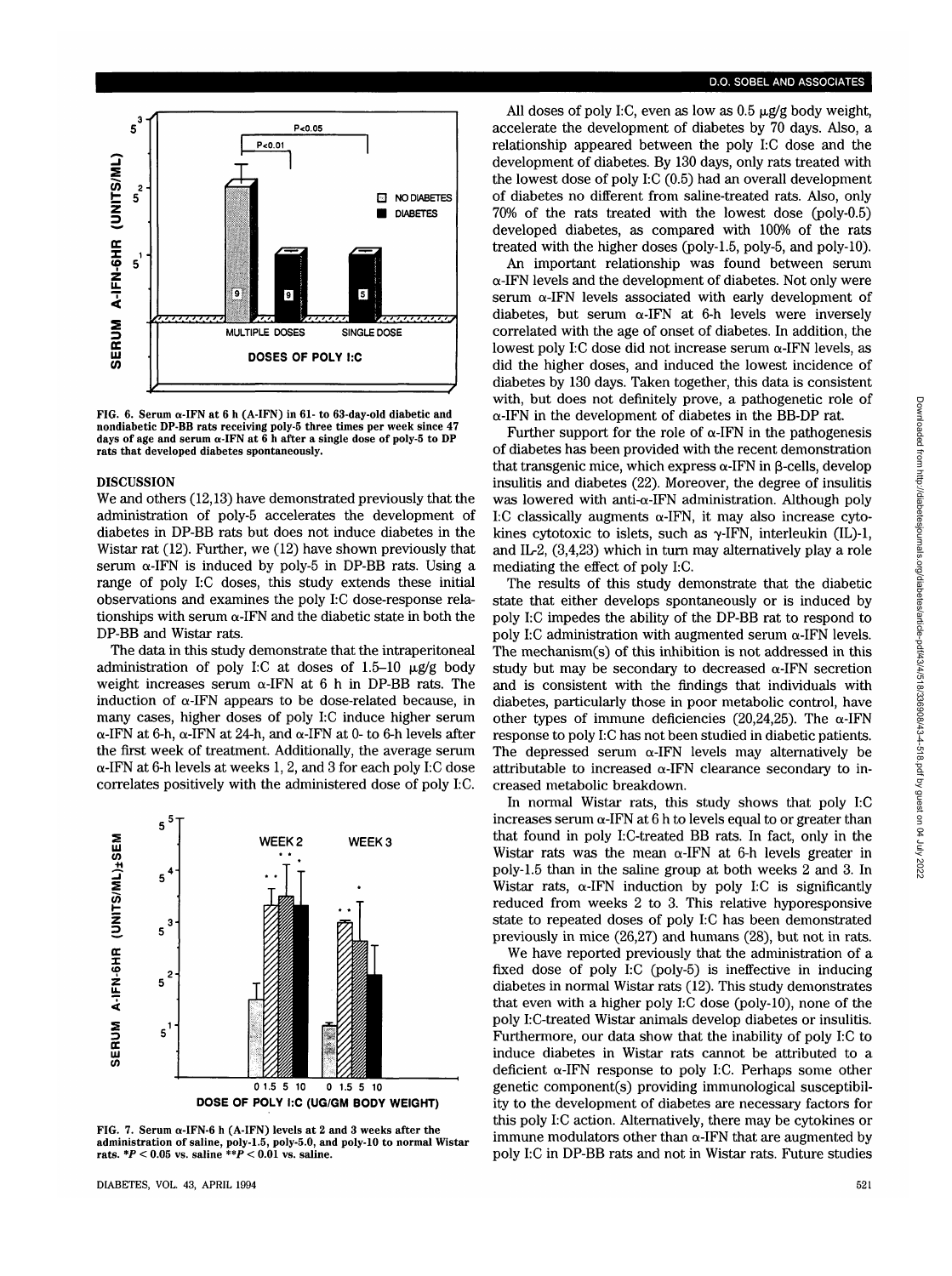FIG. 6. Serum α-IFN at 6 h (A-IFN) in 61- to 63-day-old diabetic and nondiabetic DP-BB rats receiving poly-5 three times per week since 47 days of age and serum α-IFN at 6 h after a single dose of poly-5 to DP rats that developed diabetes spontaneously.

## DISCUSSION

We and others (12,13) have demonstrated previously that the administration of poly-5 accelerates the development of diabetes in DP-BB rats but does not induce diabetes in the Wistar rat (12). Further, we (12) have shown previously that serum α-IFN is induced by poly-5 in DP-BB rats. Using a range of poly I:C doses, this study extends these initial observations and examines the poly I:C dose-response relationships with serum α-IFN and the diabetic state in both the DP-BB and Wistar rats.

The data in this study demonstrate that the intraperitoneal administration of poly I:C at doses of 1.5–10 μg/g body weight increases serum α-IFN at 6 h in DP-BB rats. The induction of α-IFN appears to be dose-related because, in many cases, higher doses of poly I:C induce higher serum α-IFN at 6-h, α-IFN at 24-h, and α-IFN at 0- to 6-h levels after the first week of treatment. Additionally, the average serum α-IFN at 6-h levels at weeks 1, 2, and 3 for each poly I:C dose correlates positively with the administered dose of poly I:C.

FIG. 7. Serum α-IFN-6 h (A-IFN) levels at 2 and 3 weeks after the administration of saline, poly-1.5, poly-5.0, and poly-10 to normal Wistar rats. $*P < 0.05$ vs. saline $**P < 0.01$ vs. saline.

All doses of poly I:C, even as low as 0.5 μg/g body weight, accelerate the development of diabetes by 70 days. Also, a relationship appeared between the poly I:C dose and the development of diabetes. By 130 days, only rats treated with the lowest dose of poly I:C (0.5) had an overall development of diabetes no different from saline-treated rats. Also, only 70% of the rats treated with the lowest dose (poly-0.5) developed diabetes, as compared with 100% of the rats treated with the higher doses (poly-1.5, poly-5, and poly-10).

An important relationship was found between serum α-IFN levels and the development of diabetes. Not only were serum α-IFN levels associated with early development of diabetes, but serum α-IFN at 6-h levels were inversely correlated with the age of onset of diabetes. In addition, the lowest poly I:C dose did not increase serum α-IFN levels, as did the higher doses, and induced the lowest incidence of diabetes by 130 days. Taken together, this data is consistent with, but does not definitely prove, a pathogenetic role of α-IFN in the development of diabetes in the BB-DP rat.

Further support for the role of α-IFN in the pathogenesis of diabetes has been provided with the recent demonstration that transgenic mice, which express α-IFN in β-cells, develop insulitis and diabetes (22). Moreover, the degree of insulitis was lowered with anti-α-IFN administration. Although poly I:C classically augments α-IFN, it may also increase cytokines cytotoxic to islets, such as γ-IFN, interleukin (IL)-1, and IL-2, (3,4,23) which in turn may alternatively play a role mediating the effect of poly I:C.

The results of this study demonstrate that the diabetic state that either develops spontaneously or is induced by poly I:C impedes the ability of the DP-BB rat to respond to poly I:C administration with augmented serum α-IFN levels. The mechanism(s) of this inhibition is not addressed in this study but may be secondary to decreased α-IFN secretion and is consistent with the findings that individuals with diabetes, particularly those in poor metabolic control, have other types of immune deficiencies (20,24,25). The α-IFN response to poly I:C has not been studied in diabetic patients. The depressed serum α-IFN levels may alternatively be attributable to increased α-IFN clearance secondary to increased metabolic breakdown.

In normal Wistar rats, this study shows that poly I:C increases serum α-IFN at 6 h to levels equal to or greater than that found in poly I:C-treated BB rats. In fact, only in the Wistar rats was the mean α-IFN at 6-h levels greater in poly-1.5 than in the saline group at both weeks 2 and 3. In Wistar rats, α-IFN induction by poly I:C is significantly reduced from weeks 2 to 3. This relative hyporesponsive state to repeated doses of poly I:C has been demonstrated previously in mice (26,27) and humans (28), but not in rats.

We have reported previously that the administration of a fixed dose of poly I:C (poly-5) is ineffective in inducing diabetes in normal Wistar rats (12). This study demonstrates that even with a higher poly I:C dose (poly-10), none of the poly I:C-treated Wistar animals develop diabetes or insulitis. Furthermore, our data show that the inability of poly I:C to induce diabetes in Wistar rats cannot be attributed to a deficient α-IFN response to poly I:C. Perhaps some other genetic component(s) providing immunological susceptibility to the development of diabetes are necessary factors for this poly I:C action. Alternatively, there may be cytokines or immune modulators other than α-IFN that are augmented by poly I:C in DP-BB rats and not in Wistar rats. Future studies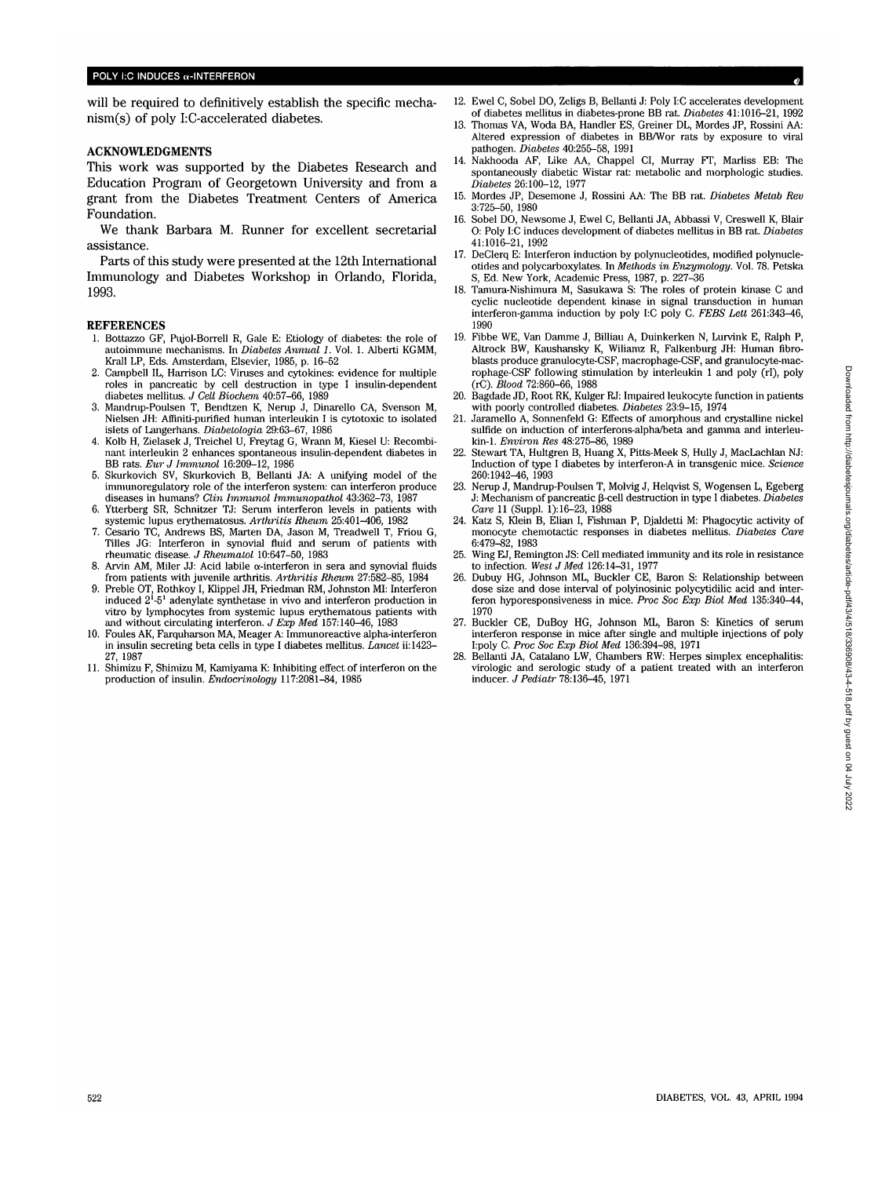will be required to definitively establish the specific mechanism(s) of poly I:C-accelerated diabetes.

## ACKNOWLEDGMENTS

This work was supported by the Diabetes Research and Education Program of Georgetown University and from a grant from the Diabetes Treatment Centers of America Foundation.

We thank Barbara M. Runner for excellent secretarial assistance.

Parts of this study were presented at the 12th International Immunology and Diabetes Workshop in Orlando, Florida, 1993.

## REFERENCES

1. Bottazzo GF, Pujol-Borrell R, Gale E: Etiology of diabetes: the role of autoimmune mechanisms. In *Diabetes Annual 1*. Vol. 1. Alberti KGMM, Krall LP, Eds. Amsterdam, Elsevier, 1985, p. 16–52
2. Campbell IL, Harrison LC: Viruses and cytokines: evidence for multiple roles in pancreatic by cell destruction in type I insulin-dependent diabetes mellitus. *J Cell Biochem* 40:57–66, 1989
3. Mandrup-Poulsen T, Bendtzen K, Nerup J, Dinarello CA, Svenson M, Nielsen JH: Affiniti-purified human interleukin I is cytotoxic to isolated islets of Langerhans. *Diabetologia* 29:63–67, 1986
4. Kolb H, Zielasek J, Treichel U, Freytag G, Wrann M, Kiesel U: Recombinant interleukin 2 enhances spontaneous insulin-dependent diabetes in BB rats. *Eur J Immunol* 16:209–12, 1986
5. Skurkovich SV, Skurkovich B, Bellanti JA: A unifying model of the immunoregulatory role of the interferon system: can interferon produce diseases in humans? *Clin Immunol Immunopathol* 43:362–73, 1987
6. Ytterberg SR, Schnitzer TJ: Serum interferon levels in patients with systemic lupus erythematosus. *Arthritis Rheum* 25:401–406, 1982
7. Cesario TC, Andrews BS, Marten DA, Jason M, Treadwell T, Friou G, Tilles JG: Interferon in synovial fluid and serum of patients with rheumatic disease. *J Rheumatol* 10:647–50, 1983
8. Arvin AM, Miler JJ: Acid labile α-interferon in sera and synovial fluids from patients with juvenile arthritis. *Arthritis Rheum* 27:582–85, 1984
9. Preble OT, Rothkoy I, Klippel JH, Friedman RM, Johnston MI: Interferon induced 2'-5' adenylate synthetase in vivo and interferon production in vitro by lymphocytes from systemic lupus erythematosus patients with and without circulating interferon. *J Exp Med* 157:140–46, 1983
10. Foules AK, Farquharson MA, Meager A: Immunoreactive alpha-interferon in insulin secreting beta cells in type I diabetes mellitus. *Lancet* ii:1423–27, 1987
11. Shimizu F, Shimizu M, Kamiyama K: Inhibiting effect of interferon on the production of insulin. *Endocrinology* 117:2081–84, 1985
12. Ewel C, Sobel DO, Zeligs B, Bellanti J: Poly I:C accelerates development of diabetes mellitus in diabetes-prone BB rat. *Diabetes* 41:1016–21, 1992
13. Thomas VA, Woda BA, Handler ES, Greiner DL, Mordes JP, Rossini AA: Altered expression of diabetes in BB/Wor rats by exposure to viral pathogen. *Diabetes* 40:255–58, 1991
14. Nakhooda AF, Like AA, Chappel CI, Murray FT, Marliss EB: The spontaneously diabetic Wistar rat: metabolic and morphologic studies. *Diabetes* 26:100–12, 1977
15. Mordes JP, Desemone J, Rossini AA: The BB rat. *Diabetes Metab Rev* 3:725–50, 1980
16. Sobel DO, Newsome J, Ewel C, Bellanti JA, Abbassi V, Creswell K, Blair O: Poly I:C induces development of diabetes mellitus in BB rat. *Diabetes* 41:1016–21, 1992
17. DeClerq E: Interferon induction by polynucleotides, modified polynucleotides and polycarboxylates. In *Methods in Enzymology*. Vol. 78. Petska S, Ed. New York, Academic Press, 1987, p. 227–36
18. Tamura-Nishimura M, Sasukawa S: The roles of protein kinase C and cyclic nucleotide dependent kinase in signal transduction in human interferon-gamma induction by poly I:C poly C. *FEBS Lett* 261:343–46, 1990
19. Fibbe WE, Van Damme J, Billiau A, Duinkerken N, Lurvink E, Ralph P, Altrock BW, Kaushansky K, Wiliamz R, Falkenburg JH: Human fibroblasts produce granulocyte-CSF, macrophage-CSF, and granulocyte-macrophage-CSF following stimulation by interleukin 1 and poly (rI), poly (rC). *Blood* 72:860–66, 1988
20. Bagdade JD, Root RK, Kulger RJ: Impaired leukocyte function in patients with poorly controlled diabetes. *Diabetes* 23:9–15, 1974
21. Jaramello A, Sonnenfeld G: Effects of amorphous and crystalline nickel sulfide on induction of interferons-alpha/beta and gamma and interleukin-1. *Environ Res* 48:275–86, 1989
22. Stewart TA, Hultgren B, Huang X, Pitts-Meek S, Hully J, MacLachlan NJ: Induction of type I diabetes by interferon-A in transgenic mice. *Science* 260:1942–46, 1993
23. Nerup J, Mandrup-Poulsen T, Molvig J, Helqvist S, Wogensen L, Egeberg J: Mechanism of pancreatic β-cell destruction in type I diabetes. *Diabetes Care* 11 (Suppl. 1):16–23, 1988
24. Katz S, Klein B, Elian I, Fishman P, Djaldetti M: Phagocytic activity of monocyte chemotactic responses in diabetes mellitus. *Diabetes Care* 6:479–82, 1983
25. Wing EJ, Remington JS: Cell mediated immunity and its role in resistance to infection. *West J Med* 126:14–31, 1977
26. Dubuy HG, Johnson ML, Buckler CE, Baron S: Relationship between dose size and dose interval of polyinosinic polycytidilic acid and interferon hyporesponsiveness in mice. *Proc Soc Exp Biol Med* 135:340–44, 1970
27. Buckler CE, DuBoy HG, Johnson ML, Baron S: Kinetics of serum interferon response in mice after single and multiple injections of poly I:poly C. *Proc Soc Exp Biol Med* 136:394–98, 1971
28. Bellanti JA, Catalano LW, Chambers RW: Herpes simplex encephalitis: virologic and serologic study of a patient treated with an interferon inducer. *J Pediatr* 78:136–45, 1971